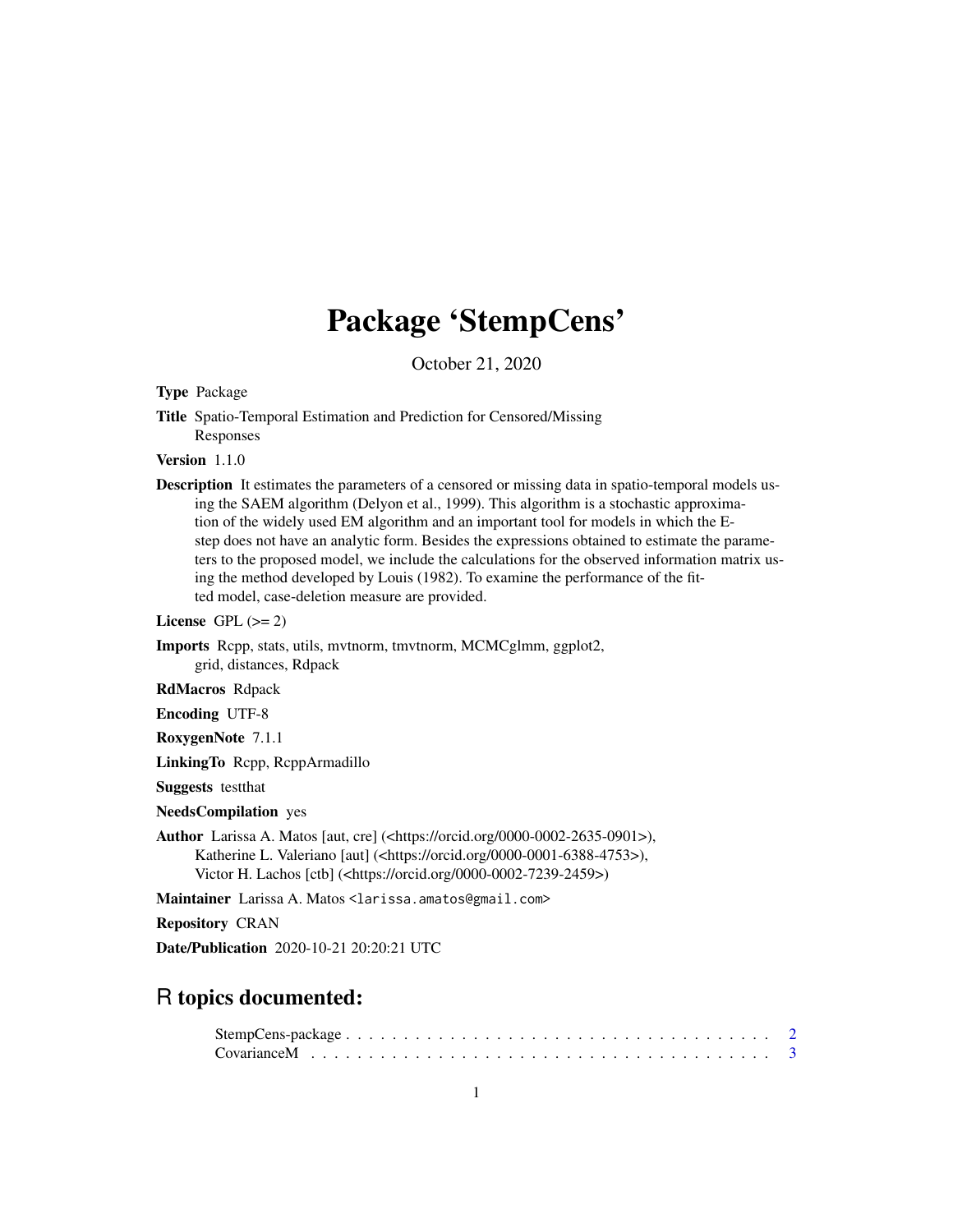# Package 'StempCens'

October 21, 2020

**Type** Package

**Title** Spatio-Temporal Estimation and Prediction for Censored/Missing Responses

**Version** 1.1.0

**Description** It estimates the parameters of a censored or missing data in spatio-temporal models using the SAEM algorithm (Delyon et al., 1999). This algorithm is a stochastic approximation of the widely used EM algorithm and an important tool for models in which the E-step does not have an analytic form. Besides the expressions obtained to estimate the parameters to the proposed model, we include the calculations for the observed information matrix using the method developed by Louis (1982). To examine the performance of the fitted model, case-deletion measure are provided.

**License** GPL (>= 2)

**Imports** Rcpp, stats, utils, mvtnorm, tmvtnorm, MCMCglmm, ggplot2, grid, distances, Rdpack

**RdMacros** Rdpack

**Encoding** UTF-8

**RoxygenNote** 7.1.1

**LinkingTo** Rcpp, RcppArmadillo

**Suggests** testthat

**NeedsCompilation** yes

**Author** Larissa A. Matos [aut, cre] (<https://orcid.org/0000-0002-2635-0901>), Katherine L. Valeriano [aut] (<https://orcid.org/0000-0001-6388-4753>), Victor H. Lachos [ctb] (<https://orcid.org/0000-0002-7239-2459>)

**Maintainer** Larissa A. Matos <larissa.amatos@gmail.com>

**Repository** CRAN

**Date/Publication** 2020-10-21 20:20:21 UTC

## R topics documented:

StempCens-package . . . . . . . . . . . . . . . . . . . . . . . . . . . . . . . . . . . . . . 2
CovarianceM . . . . . . . . . . . . . . . . . . . . . . . . . . . . . . . . . . . . . . . . . 3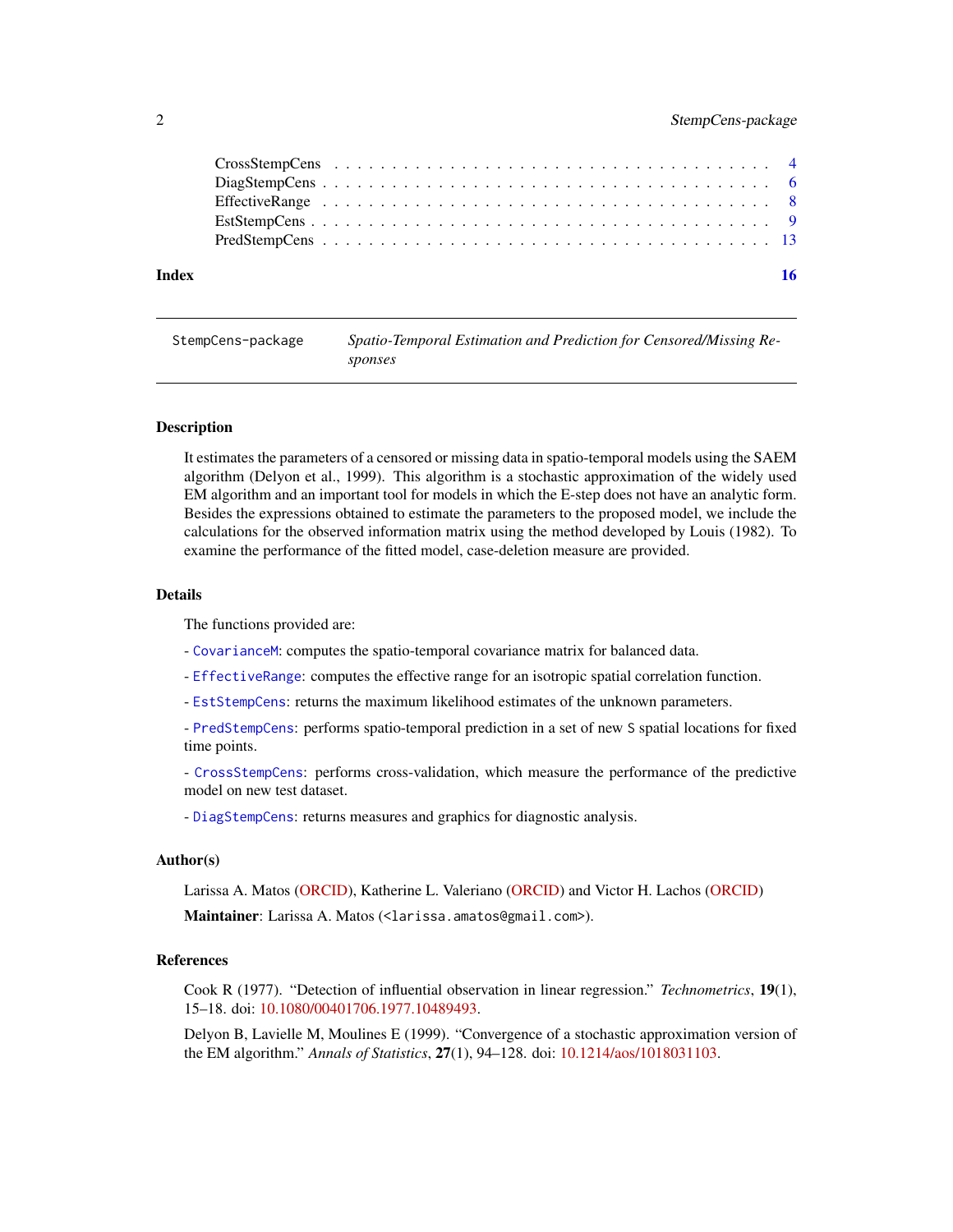| | |
|---|---|
| CrossStempCens | 4 |
| DiagStempCens | 6 |
| EffectiveRange | 8 |
| EstStempCens | 9 |
| PredStempCens | 13 |

**Index** **16**

---

StempCens-package *Spatio-Temporal Estimation and Prediction for Censored/Missing Responses*

---

## Description

It estimates the parameters of a censored or missing data in spatio-temporal models using the SAEM algorithm (Delyon et al., 1999). This algorithm is a stochastic approximation of the widely used EM algorithm and an important tool for models in which the E-step does not have an analytic form. Besides the expressions obtained to estimate the parameters to the proposed model, we include the calculations for the observed information matrix using the method developed by Louis (1982). To examine the performance of the fitted model, case-deletion measure are provided.

## Details

The functions provided are:

- `CovarianceM`: computes the spatio-temporal covariance matrix for balanced data.

- `EffectiveRange`: computes the effective range for an isotropic spatial correlation function.

- `EstStempCens`: returns the maximum likelihood estimates of the unknown parameters.

- `PredStempCens`: performs spatio-temporal prediction in a set of new `S` spatial locations for fixed time points.

- `CrossStempCens`: performs cross-validation, which measure the performance of the predictive model on new test dataset.

- `DiagStempCens`: returns measures and graphics for diagnostic analysis.

## Author(s)

Larissa A. Matos (ORCID), Katherine L. Valeriano (ORCID) and Victor H. Lachos (ORCID)

**Maintainer**: Larissa A. Matos (<larissa.amatos@gmail.com>).

## References

Cook R (1977). "Detection of influential observation in linear regression." *Technometrics*, **19**(1), 15–18. doi: 10.1080/00401706.1977.10489493.

Delyon B, Lavielle M, Moulines E (1999). "Convergence of a stochastic approximation version of the EM algorithm." *Annals of Statistics*, **27**(1), 94–128. doi: 10.1214/aos/1018031103.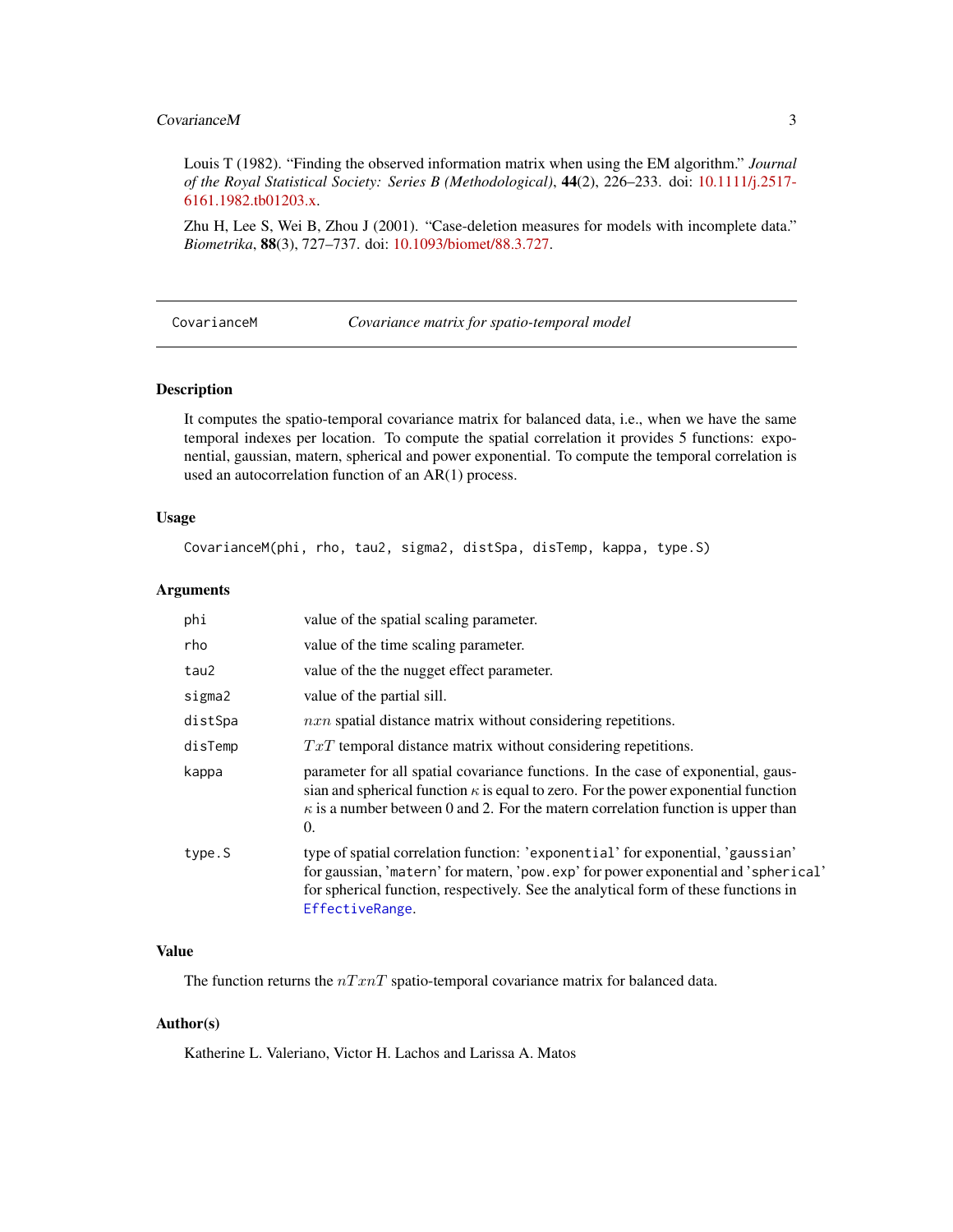Louis T (1982). "Finding the observed information matrix when using the EM algorithm." *Journal of the Royal Statistical Society: Series B (Methodological)*, **44**(2), 226–233. doi: 10.1111/j.2517-6161.1982.tb01203.x.

Zhu H, Lee S, Wei B, Zhou J (2001). "Case-deletion measures for models with incomplete data." *Biometrika*, **88**(3), 727–737. doi: 10.1093/biomet/88.3.727.

---

## CovarianceM — *Covariance matrix for spatio-temporal model*

---

### Description

It computes the spatio-temporal covariance matrix for balanced data, i.e., when we have the same temporal indexes per location. To compute the spatial correlation it provides 5 functions: exponential, gaussian, matern, spherical and power exponential. To compute the temporal correlation is used an autocorrelation function of an AR(1) process.

### Usage

```
CovarianceM(phi, rho, tau2, sigma2, distSpa, disTemp, kappa, type.S)
```

### Arguments

| | |
|---|---|
| `phi` | value of the spatial scaling parameter. |
| `rho` | value of the time scaling parameter. |
| `tau2` | value of the the nugget effect parameter. |
| `sigma2` | value of the partial sill. |
| `distSpa` | $nxn$ spatial distance matrix without considering repetitions. |
| `disTemp` | $TxT$ temporal distance matrix without considering repetitions. |
| `kappa` | parameter for all spatial covariance functions. In the case of exponential, gaussian and spherical function $\kappa$ is equal to zero. For the power exponential function $\kappa$ is a number between 0 and 2. For the matern correlation function is upper than 0. |
| `type.S` | type of spatial correlation function: '`exponential`' for exponential, '`gaussian`' for gaussian, '`matern`' for matern, '`pow.exp`' for power exponential and '`spherical`' for spherical function, respectively. See the analytical form of these functions in `EffectiveRange`. |

### Value

The function returns the $nTxnT$ spatio-temporal covariance matrix for balanced data.

### Author(s)

Katherine L. Valeriano, Victor H. Lachos and Larissa A. Matos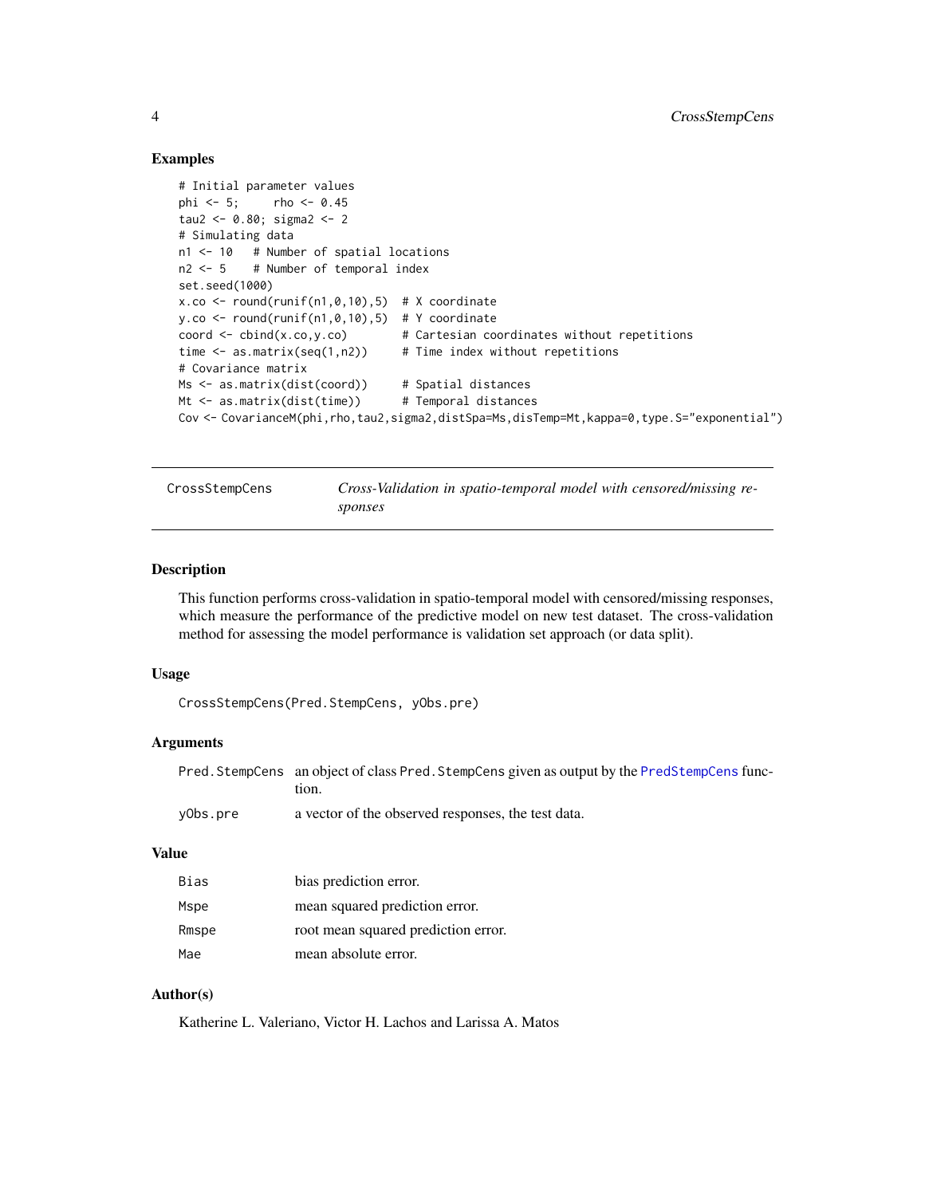## Examples

```
# Initial parameter values
phi <- 5;     rho <- 0.45
tau2 <- 0.80; sigma2 <- 2
# Simulating data
n1 <- 10   # Number of spatial locations
n2 <- 5    # Number of temporal index
set.seed(1000)
x.co <- round(runif(n1,0,10),5)  # X coordinate
y.co <- round(runif(n1,0,10),5)  # Y coordinate
coord <- cbind(x.co,y.co)        # Cartesian coordinates without repetitions
time <- as.matrix(seq(1,n2))     # Time index without repetitions
# Covariance matrix
Ms <- as.matrix(dist(coord))     # Spatial distances
Mt <- as.matrix(dist(time))      # Temporal distances
Cov <- CovarianceM(phi,rho,tau2,sigma2,distSpa=Ms,disTemp=Mt,kappa=0,type.S="exponential")
```

---

`CrossStempCens` *Cross-Validation in spatio-temporal model with censored/missing responses*

---

## Description

This function performs cross-validation in spatio-temporal model with censored/missing responses, which measure the performance of the predictive model on new test dataset. The cross-validation method for assessing the model performance is validation set approach (or data split).

## Usage

```
CrossStempCens(Pred.StempCens, yObs.pre)
```

## Arguments

| | |
|---|---|
| `Pred.StempCens` | an object of class `Pred.StempCens` given as output by the `PredStempCens` function. |
| `yObs.pre` | a vector of the observed responses, the test data. |

## Value

| | |
|---|---|
| `Bias` | bias prediction error. |
| `Mspe` | mean squared prediction error. |
| `Rmspe` | root mean squared prediction error. |
| `Mae` | mean absolute error. |

## Author(s)

Katherine L. Valeriano, Victor H. Lachos and Larissa A. Matos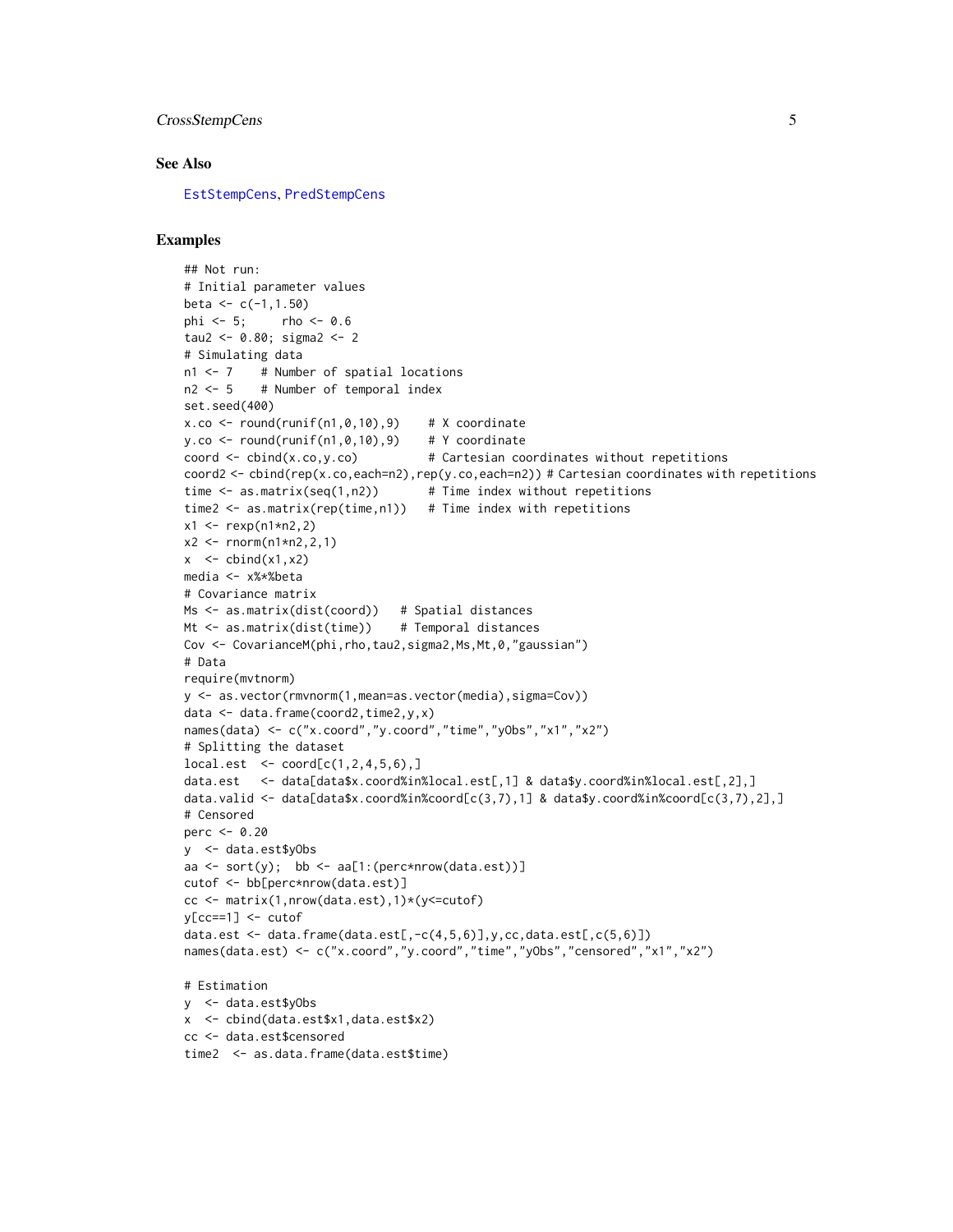## See Also

EstStempCens, PredStempCens

## Examples

```
## Not run:
# Initial parameter values
beta <- c(-1,1.50)
phi <- 5;     rho <- 0.6
tau2 <- 0.80; sigma2 <- 2
# Simulating data
n1 <- 7    # Number of spatial locations
n2 <- 5    # Number of temporal index
set.seed(400)
x.co <- round(runif(n1,0,10),9)    # X coordinate
y.co <- round(runif(n1,0,10),9)    # Y coordinate
coord <- cbind(x.co,y.co)          # Cartesian coordinates without repetitions
coord2 <- cbind(rep(x.co,each=n2),rep(y.co,each=n2)) # Cartesian coordinates with repetitions
time <- as.matrix(seq(1,n2))       # Time index without repetitions
time2 <- as.matrix(rep(time,n1))   # Time index with repetitions
x1 <- rexp(n1*n2,2)
x2 <- rnorm(n1*n2,2,1)
x  <- cbind(x1,x2)
media <- x%*%beta
# Covariance matrix
Ms <- as.matrix(dist(coord))   # Spatial distances
Mt <- as.matrix(dist(time))    # Temporal distances
Cov <- CovarianceM(phi,rho,tau2,sigma2,Ms,Mt,0,"gaussian")
# Data
require(mvtnorm)
y <- as.vector(rmvnorm(1,mean=as.vector(media),sigma=Cov))
data <- data.frame(coord2,time2,y,x)
names(data) <- c("x.coord","y.coord","time","yObs","x1","x2")
# Splitting the dataset
local.est  <- coord[c(1,2,4,5,6),]
data.est   <- data[data$x.coord%in%local.est[,1] & data$y.coord%in%local.est[,2],]
data.valid <- data[data$x.coord%in%coord[c(3,7),1] & data$y.coord%in%coord[c(3,7),2],]
# Censored
perc <- 0.20
y  <- data.est$yObs
aa <- sort(y);  bb <- aa[1:(perc*nrow(data.est))]
cutof <- bb[perc*nrow(data.est)]
cc <- matrix(1,nrow(data.est),1)*(y<=cutof)
y[cc==1] <- cutof
data.est <- data.frame(data.est[,-c(4,5,6)],y,cc,data.est[,c(5,6)])
names(data.est) <- c("x.coord","y.coord","time","yObs","censored","x1","x2")

# Estimation
y  <- data.est$yObs
x  <- cbind(data.est$x1,data.est$x2)
cc <- data.est$censored
time2  <- as.data.frame(data.est$time)
```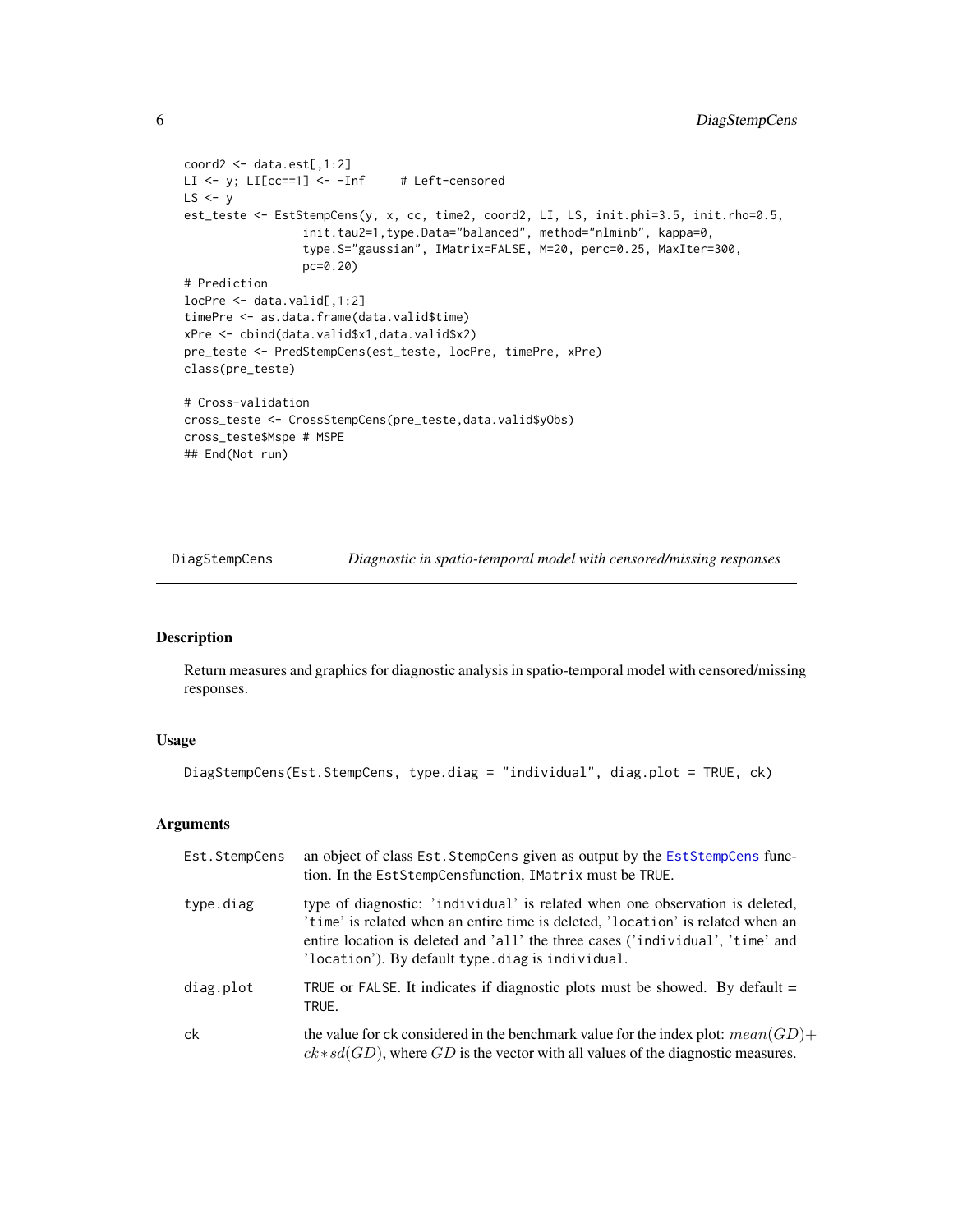```
coord2 <- data.est[,1:2]
LI <- y; LI[cc==1] <- -Inf     # Left-censored
LS <- y
est_teste <- EstStempCens(y, x, cc, time2, coord2, LI, LS, init.phi=3.5, init.rho=0.5,
                 init.tau2=1,type.Data="balanced", method="nlminb", kappa=0,
                 type.S="gaussian", IMatrix=FALSE, M=20, perc=0.25, MaxIter=300,
                 pc=0.20)
# Prediction
locPre <- data.valid[,1:2]
timePre <- as.data.frame(data.valid$time)
xPre <- cbind(data.valid$x1,data.valid$x2)
pre_teste <- PredStempCens(est_teste, locPre, timePre, xPre)
class(pre_teste)

# Cross-validation
cross_teste <- CrossStempCens(pre_teste,data.valid$yObs)
cross_teste$Mspe # MSPE
## End(Not run)
```

---

## DiagStempCens — *Diagnostic in spatio-temporal model with censored/missing responses*

### Description

Return measures and graphics for diagnostic analysis in spatio-temporal model with censored/missing responses.

### Usage

```
DiagStempCens(Est.StempCens, type.diag = "individual", diag.plot = TRUE, ck)
```

### Arguments

| Argument | Description |
|---|---|
| Est.StempCens | an object of class Est.StempCens given as output by the EstStempCens function. In the EstStempCensfunction, IMatrix must be TRUE. |
| type.diag | type of diagnostic: 'individual' is related when one observation is deleted, 'time' is related when an entire time is deleted, 'location' is related when an entire location is deleted and 'all' the three cases ('individual', 'time' and 'location'). By default type.diag is individual. |
| diag.plot | TRUE or FALSE. It indicates if diagnostic plots must be showed. By default = TRUE. |
| ck | the value for ck considered in the benchmark value for the index plot: $mean(GD) + ck * sd(GD)$, where $GD$ is the vector with all values of the diagnostic measures. |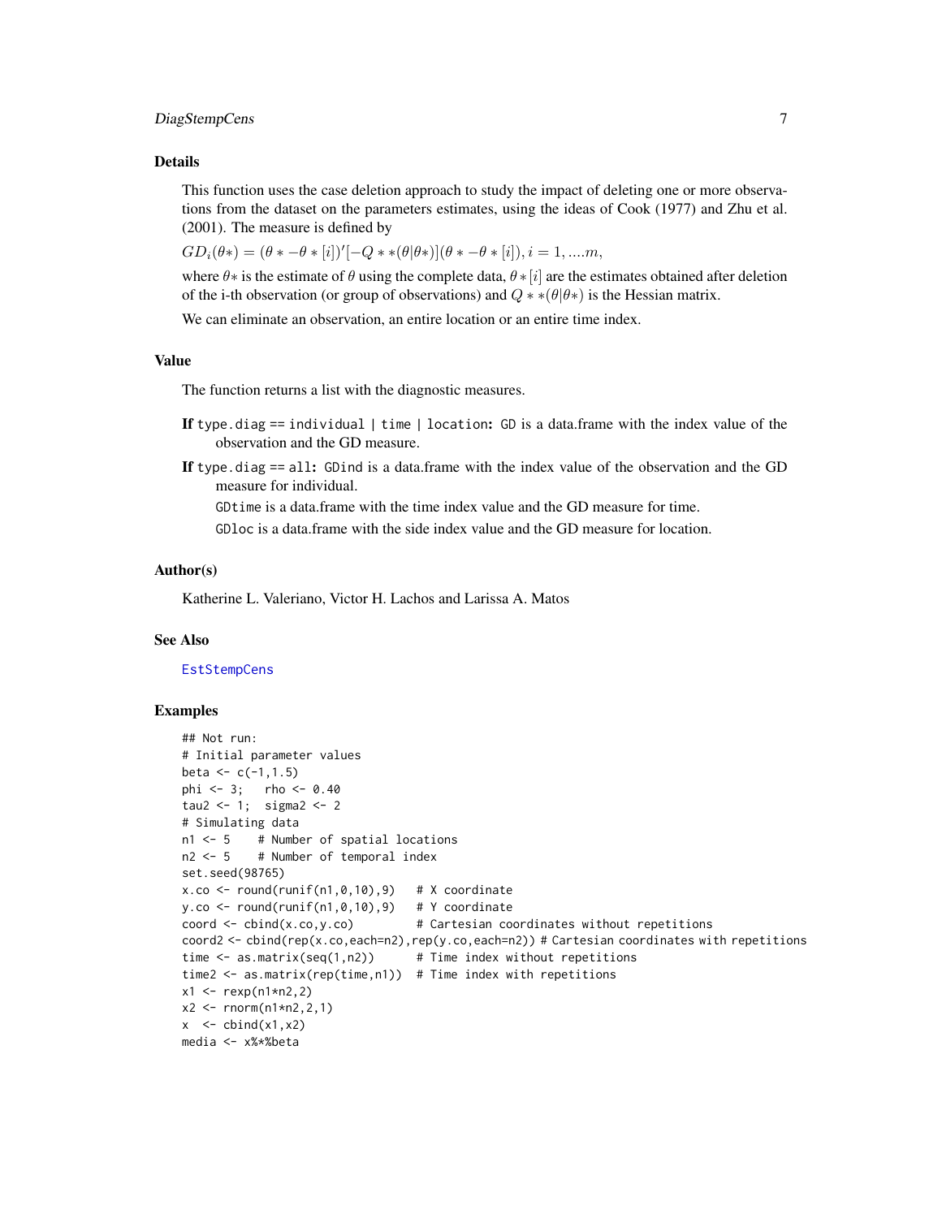## Details

This function uses the case deletion approach to study the impact of deleting one or more observations from the dataset on the parameters estimates, using the ideas of Cook (1977) and Zhu et al. (2001). The measure is defined by

$GD_i(\theta*) = (\theta * -\theta * [i])'[-Q * *(\theta|\theta*)](\theta * -\theta * [i]), i = 1, ....m,$

where $\theta*$ is the estimate of $\theta$ using the complete data, $\theta * [i]$ are the estimates obtained after deletion of the i-th observation (or group of observations) and $Q * *(\theta|\theta*)$ is the Hessian matrix.

We can eliminate an observation, an entire location or an entire time index.

## Value

The function returns a list with the diagnostic measures.

**If** `type.diag == individual | time | location`**:** `GD` is a data.frame with the index value of the observation and the GD measure.

**If** `type.diag == all`**:** `GDind` is a data.frame with the index value of the observation and the GD measure for individual.

`GDtime` is a data.frame with the time index value and the GD measure for time.

`GDloc` is a data.frame with the side index value and the GD measure for location.

## Author(s)

Katherine L. Valeriano, Victor H. Lachos and Larissa A. Matos

## See Also

EstStempCens

## Examples

```
## Not run:
# Initial parameter values
beta <- c(-1,1.5)
phi <- 3;   rho <- 0.40
tau2 <- 1;  sigma2 <- 2
# Simulating data
n1 <- 5    # Number of spatial locations
n2 <- 5    # Number of temporal index
set.seed(98765)
x.co <- round(runif(n1,0,10),9)   # X coordinate
y.co <- round(runif(n1,0,10),9)   # Y coordinate
coord <- cbind(x.co,y.co)         # Cartesian coordinates without repetitions
coord2 <- cbind(rep(x.co,each=n2),rep(y.co,each=n2)) # Cartesian coordinates with repetitions
time <- as.matrix(seq(1,n2))      # Time index without repetitions
time2 <- as.matrix(rep(time,n1))  # Time index with repetitions
x1 <- rexp(n1*n2,2)
x2 <- rnorm(n1*n2,2,1)
x  <- cbind(x1,x2)
media <- x%*%beta
```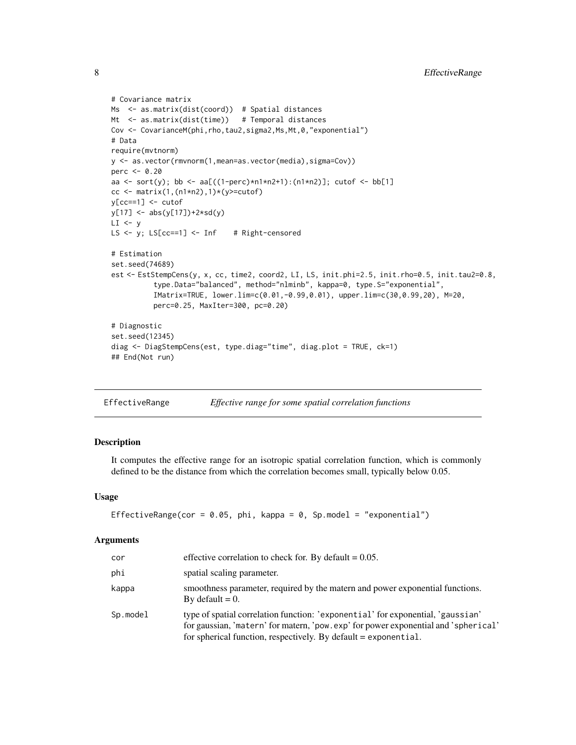```
# Covariance matrix
Ms  <- as.matrix(dist(coord))  # Spatial distances
Mt  <- as.matrix(dist(time))   # Temporal distances
Cov <- CovarianceM(phi,rho,tau2,sigma2,Ms,Mt,0,"exponential")
# Data
require(mvtnorm)
y <- as.vector(rmvnorm(1,mean=as.vector(media),sigma=Cov))
perc <- 0.20
aa <- sort(y); bb <- aa[((1-perc)*n1*n2+1):(n1*n2)]; cutof <- bb[1]
cc <- matrix(1,(n1*n2),1)*(y>=cutof)
y[cc==1] <- cutof
y[17] <- abs(y[17])+2*sd(y)
LI <- y
LS <- y; LS[cc==1] <- Inf    # Right-censored

# Estimation
set.seed(74689)
est <- EstStempCens(y, x, cc, time2, coord2, LI, LS, init.phi=2.5, init.rho=0.5, init.tau2=0.8,
          type.Data="balanced", method="nlminb", kappa=0, type.S="exponential",
          IMatrix=TRUE, lower.lim=c(0.01,-0.99,0.01), upper.lim=c(30,0.99,20), M=20,
          perc=0.25, MaxIter=300, pc=0.20)

# Diagnostic
set.seed(12345)
diag <- DiagStempCens(est, type.diag="time", diag.plot = TRUE, ck=1)
## End(Not run)
```

## EffectiveRange — *Effective range for some spatial correlation functions*

### Description

It computes the effective range for an isotropic spatial correlation function, which is commonly defined to be the distance from which the correlation becomes small, typically below 0.05.

### Usage

```
EffectiveRange(cor = 0.05, phi, kappa = 0, Sp.model = "exponential")
```

### Arguments

| | |
|---|---|
| cor | effective correlation to check for. By default = 0.05. |
| phi | spatial scaling parameter. |
| kappa | smoothness parameter, required by the matern and power exponential functions. By default = 0. |
| Sp.model | type of spatial correlation function: 'exponential' for exponential, 'gaussian' for gaussian, 'matern' for matern, 'pow.exp' for power exponential and 'spherical' for spherical function, respectively. By default = exponential. |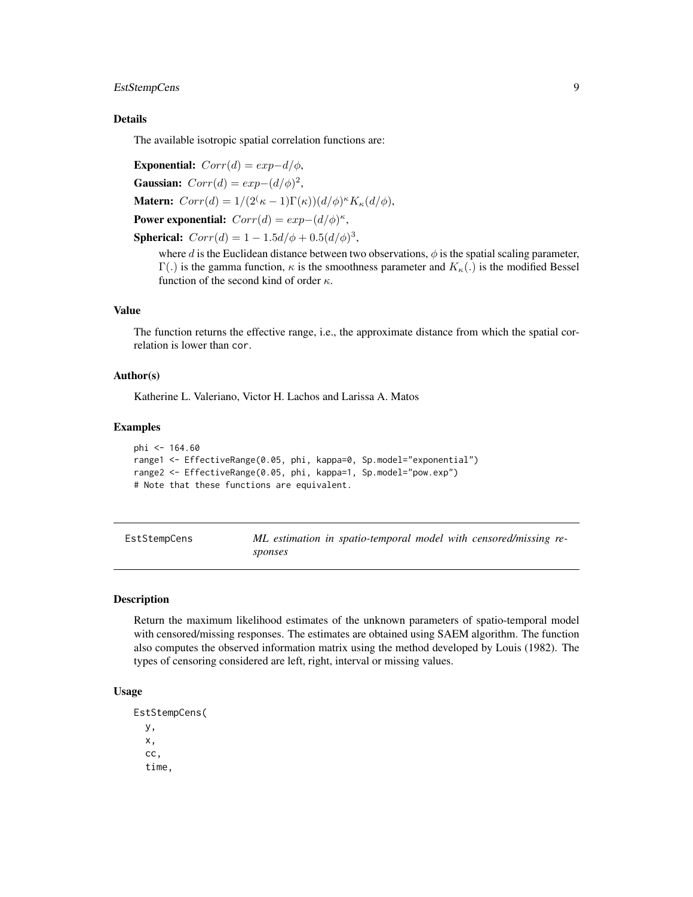### Details

The available isotropic spatial correlation functions are:

**Exponential:** $Corr(d) = exp-d/\phi$,

**Gaussian:** $Corr(d) = exp-(d/\phi)^2$,

**Matern:** $Corr(d) = 1/(2^(\kappa - 1)\Gamma(\kappa))(d/\phi)^\kappa K_\kappa(d/\phi)$,

**Power exponential:** $Corr(d) = exp-(d/\phi)^\kappa$,

**Spherical:** $Corr(d) = 1 - 1.5d/\phi + 0.5(d/\phi)^3$,

where $d$ is the Euclidean distance between two observations, $\phi$ is the spatial scaling parameter, $\Gamma(.)$ is the gamma function, $\kappa$ is the smoothness parameter and $K_\kappa(.)$ is the modified Bessel function of the second kind of order $\kappa$.

### Value

The function returns the effective range, i.e., the approximate distance from which the spatial correlation is lower than `cor`.

### Author(s)

Katherine L. Valeriano, Victor H. Lachos and Larissa A. Matos

### Examples

```
phi <- 164.60
range1 <- EffectiveRange(0.05, phi, kappa=0, Sp.model="exponential")
range2 <- EffectiveRange(0.05, phi, kappa=1, Sp.model="pow.exp")
# Note that these functions are equivalent.
```

---

## EstStempCens — *ML estimation in spatio-temporal model with censored/missing responses*

### Description

Return the maximum likelihood estimates of the unknown parameters of spatio-temporal model with censored/missing responses. The estimates are obtained using SAEM algorithm. The function also computes the observed information matrix using the method developed by Louis (1982). The types of censoring considered are left, right, interval or missing values.

### Usage

```
EstStempCens(
  y,
  x,
  cc,
  time,
```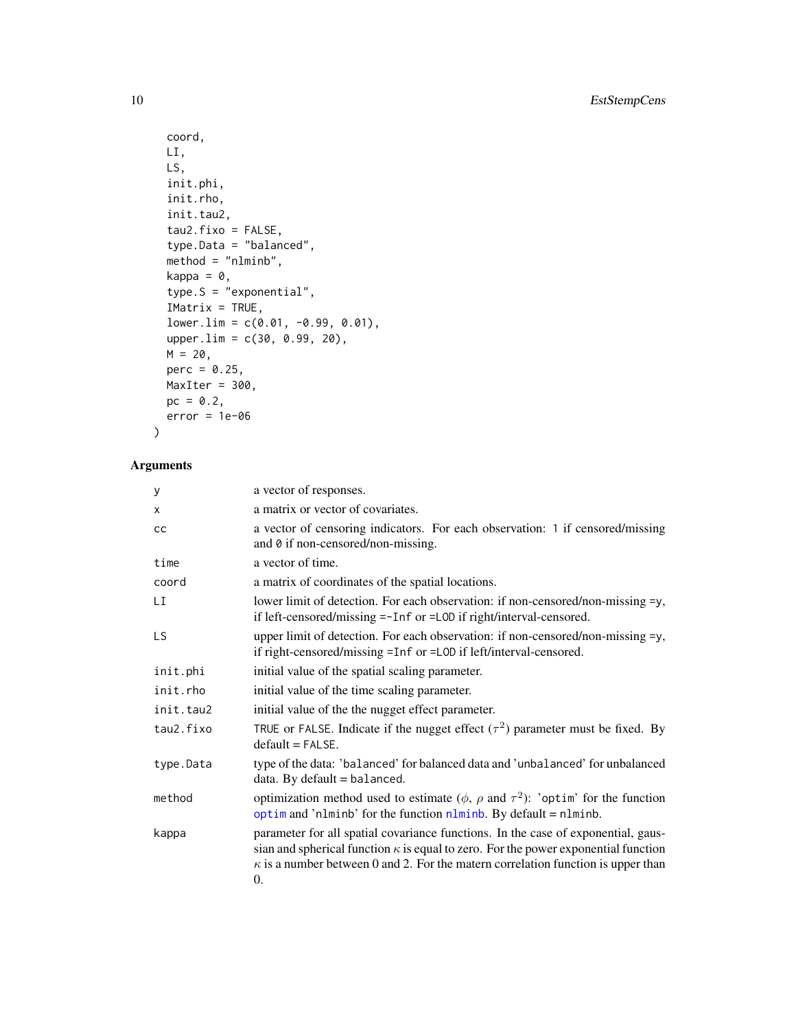```
  coord,
  LI,
  LS,
  init.phi,
  init.rho,
  init.tau2,
  tau2.fixo = FALSE,
  type.Data = "balanced",
  method = "nlminb",
  kappa = 0,
  type.S = "exponential",
  IMatrix = TRUE,
  lower.lim = c(0.01, -0.99, 0.01),
  upper.lim = c(30, 0.99, 20),
  M = 20,
  perc = 0.25,
  MaxIter = 300,
  pc = 0.2,
  error = 1e-06
)
```

## Arguments

| | |
|---|---|
| y | a vector of responses. |
| x | a matrix or vector of covariates. |
| cc | a vector of censoring indicators. For each observation: 1 if censored/missing and 0 if non-censored/non-missing. |
| time | a vector of time. |
| coord | a matrix of coordinates of the spatial locations. |
| LI | lower limit of detection. For each observation: if non-censored/non-missing =y, if left-censored/missing =-Inf or =LOD if right/interval-censored. |
| LS | upper limit of detection. For each observation: if non-censored/non-missing =y, if right-censored/missing =Inf or =LOD if left/interval-censored. |
| init.phi | initial value of the spatial scaling parameter. |
| init.rho | initial value of the time scaling parameter. |
| init.tau2 | initial value of the the nugget effect parameter. |
| tau2.fixo | TRUE or FALSE. Indicate if the nugget effect ($\tau^2$) parameter must be fixed. By default = FALSE. |
| type.Data | type of the data: 'balanced' for balanced data and 'unbalanced' for unbalanced data. By default = balanced. |
| method | optimization method used to estimate ($\phi$, $\rho$ and $\tau^2$): 'optim' for the function optim and 'nlminb' for the function nlminb. By default = nlminb. |
| kappa | parameter for all spatial covariance functions. In the case of exponential, gaussian and spherical function $\kappa$ is equal to zero. For the power exponential function $\kappa$ is a number between 0 and 2. For the matern correlation function is upper than 0. |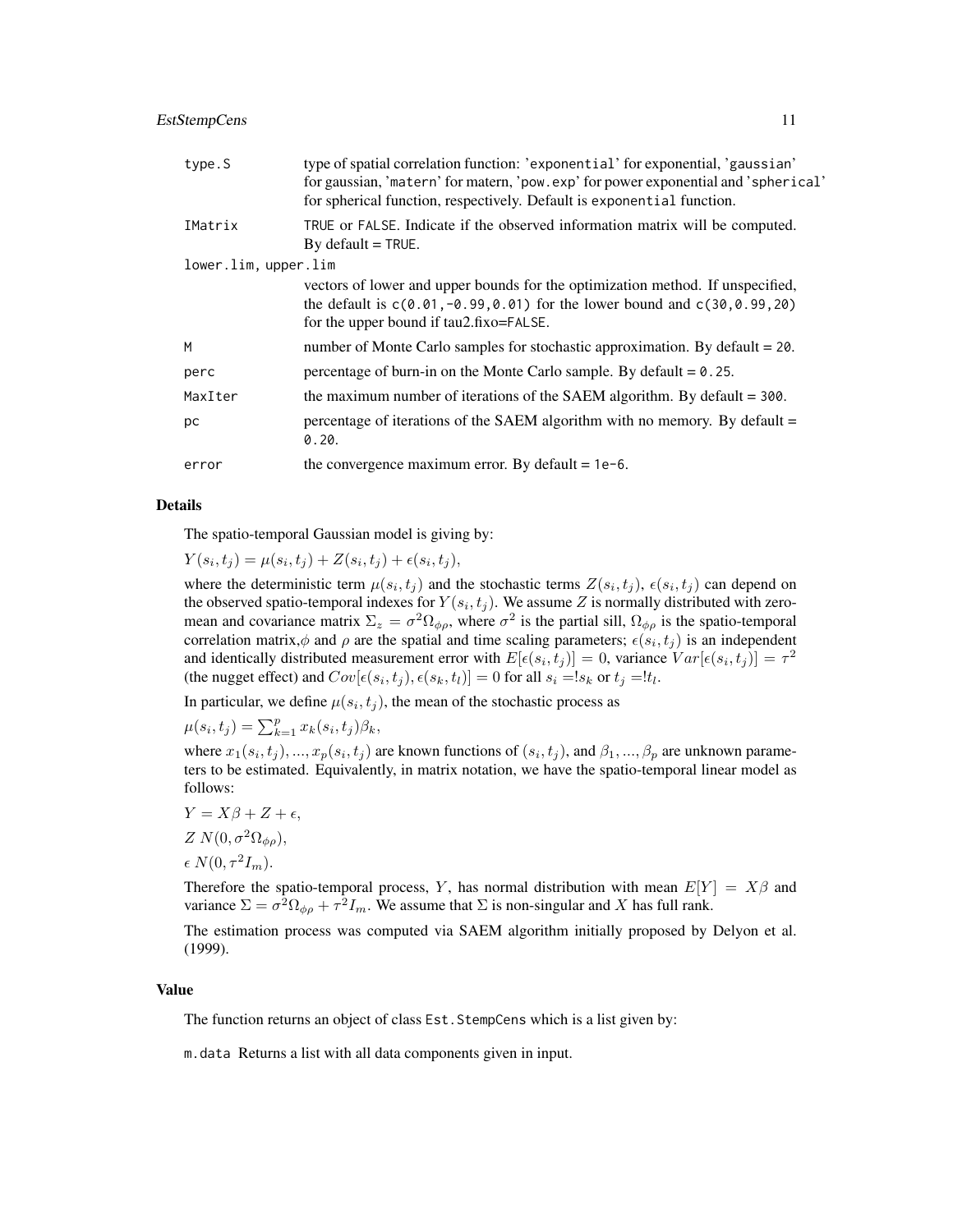| | |
|---|---|
| `type.S` | type of spatial correlation function: 'exponential' for exponential, 'gaussian' for gaussian, 'matern' for matern, 'pow.exp' for power exponential and 'spherical' for spherical function, respectively. Default is exponential function. |
| `IMatrix` | TRUE or FALSE. Indicate if the observed information matrix will be computed. By default = TRUE. |
| `lower.lim, upper.lim` | vectors of lower and upper bounds for the optimization method. If unspecified, the default is c(0.01,-0.99,0.01) for the lower bound and c(30,0.99,20) for the upper bound if tau2.fixo=FALSE. |
| `M` | number of Monte Carlo samples for stochastic approximation. By default = 20. |
| `perc` | percentage of burn-in on the Monte Carlo sample. By default = 0.25. |
| `MaxIter` | the maximum number of iterations of the SAEM algorithm. By default = 300. |
| `pc` | percentage of iterations of the SAEM algorithm with no memory. By default = 0.20. |
| `error` | the convergence maximum error. By default = 1e-6. |

## Details

The spatio-temporal Gaussian model is giving by:

$Y(s_i, t_j) = \mu(s_i, t_j) + Z(s_i, t_j) + \epsilon(s_i, t_j),$

where the deterministic term $\mu(s_i, t_j)$ and the stochastic terms $Z(s_i, t_j)$, $\epsilon(s_i, t_j)$ can depend on the observed spatio-temporal indexes for $Y(s_i, t_j)$. We assume $Z$ is normally distributed with zero-mean and covariance matrix $\Sigma_z = \sigma^2 \Omega_{\phi\rho}$, where $\sigma^2$ is the partial sill, $\Omega_{\phi\rho}$ is the spatio-temporal correlation matrix,$\phi$ and $\rho$ are the spatial and time scaling parameters; $\epsilon(s_i, t_j)$ is an independent and identically distributed measurement error with $E[\epsilon(s_i, t_j)] = 0$, variance $Var[\epsilon(s_i, t_j)] = \tau^2$ (the nugget effect) and $Cov[\epsilon(s_i, t_j), \epsilon(s_k, t_l)] = 0$ for all $s_i =! s_k$ or $t_j =! t_l$.

In particular, we define $\mu(s_i, t_j)$, the mean of the stochastic process as

$\mu(s_i, t_j) = \sum_{k=1}^{p} x_k(s_i, t_j)\beta_k,$

where $x_1(s_i, t_j), ..., x_p(s_i, t_j)$ are known functions of $(s_i, t_j)$, and $\beta_1, ..., \beta_p$ are unknown parameters to be estimated. Equivalently, in matrix notation, we have the spatio-temporal linear model as follows:

$Y = X\beta + Z + \epsilon,$

$Z\ N(0, \sigma^2 \Omega_{\phi\rho}),$

$\epsilon\ N(0, \tau^2 I_m).$

Therefore the spatio-temporal process, $Y$, has normal distribution with mean $E[Y] = X\beta$ and variance $\Sigma = \sigma^2 \Omega_{\phi\rho} + \tau^2 I_m$. We assume that $\Sigma$ is non-singular and $X$ has full rank.

The estimation process was computed via SAEM algorithm initially proposed by Delyon et al. (1999).

## Value

The function returns an object of class Est.StempCens which is a list given by:

m.data Returns a list with all data components given in input.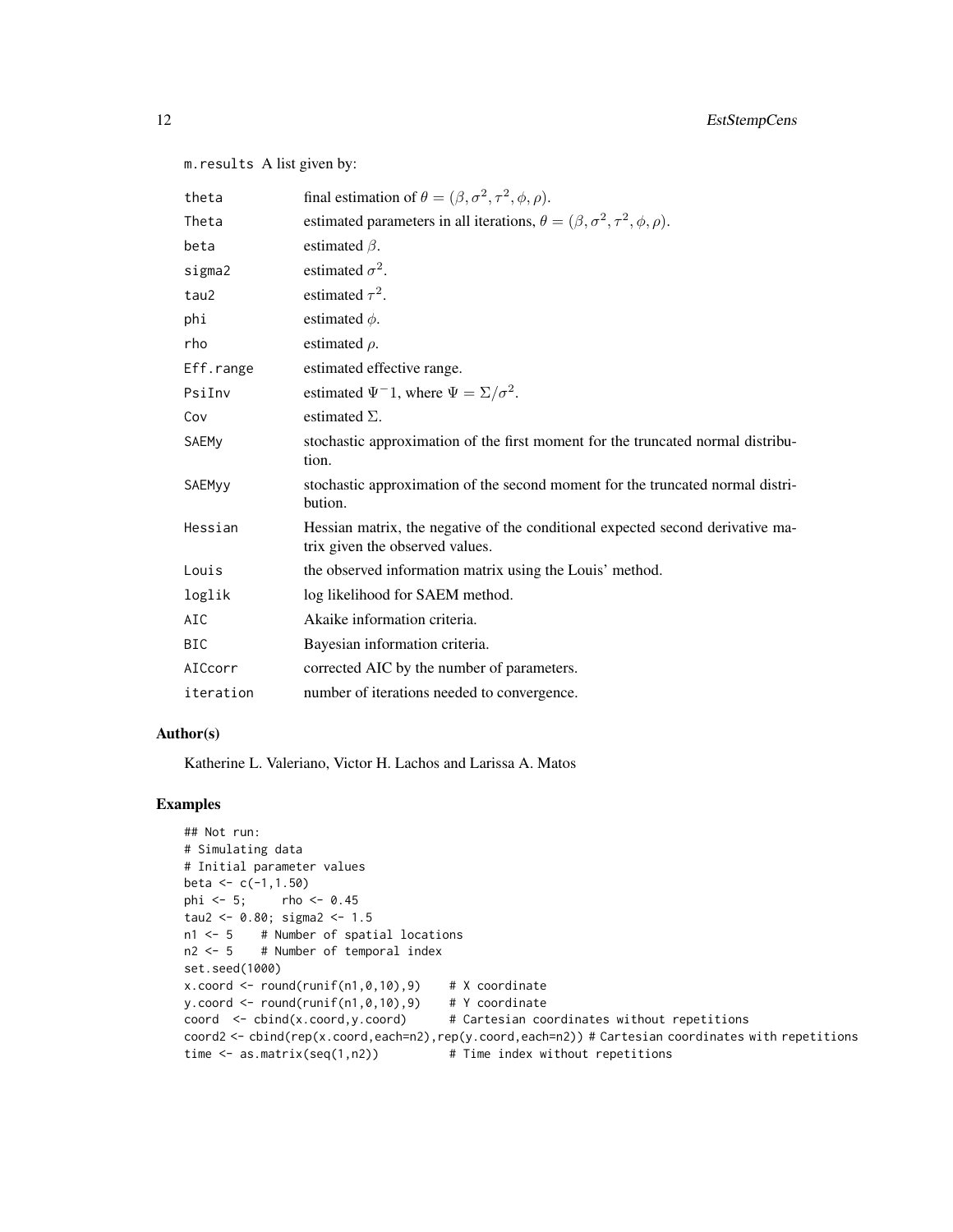m.results A list given by:

| | |
|---|---|
| theta | final estimation of $\theta = (\beta, \sigma^2, \tau^2, \phi, \rho)$. |
| Theta | estimated parameters in all iterations, $\theta = (\beta, \sigma^2, \tau^2, \phi, \rho)$. |
| beta | estimated $\beta$. |
| sigma2 | estimated $\sigma^2$. |
| tau2 | estimated $\tau^2$. |
| phi | estimated $\phi$. |
| rho | estimated $\rho$. |
| Eff.range | estimated effective range. |
| PsiInv | estimated $\Psi^-1$, where $\Psi = \Sigma/\sigma^2$. |
| Cov | estimated $\Sigma$. |
| SAEMy | stochastic approximation of the first moment for the truncated normal distribution. |
| SAEMyy | stochastic approximation of the second moment for the truncated normal distribution. |
| Hessian | Hessian matrix, the negative of the conditional expected second derivative matrix given the observed values. |
| Louis | the observed information matrix using the Louis' method. |
| loglik | log likelihood for SAEM method. |
| AIC | Akaike information criteria. |
| BIC | Bayesian information criteria. |
| AICcorr | corrected AIC by the number of parameters. |
| iteration | number of iterations needed to convergence. |

## Author(s)

Katherine L. Valeriano, Victor H. Lachos and Larissa A. Matos

## Examples

```
## Not run:
# Simulating data
# Initial parameter values
beta <- c(-1,1.50)
phi <- 5;     rho <- 0.45
tau2 <- 0.80; sigma2 <- 1.5
n1 <- 5    # Number of spatial locations
n2 <- 5    # Number of temporal index
set.seed(1000)
x.coord <- round(runif(n1,0,10),9)    # X coordinate
y.coord <- round(runif(n1,0,10),9)    # Y coordinate
coord  <- cbind(x.coord,y.coord)      # Cartesian coordinates without repetitions
coord2 <- cbind(rep(x.coord,each=n2),rep(y.coord,each=n2)) # Cartesian coordinates with repetitions
time <- as.matrix(seq(1,n2))          # Time index without repetitions
```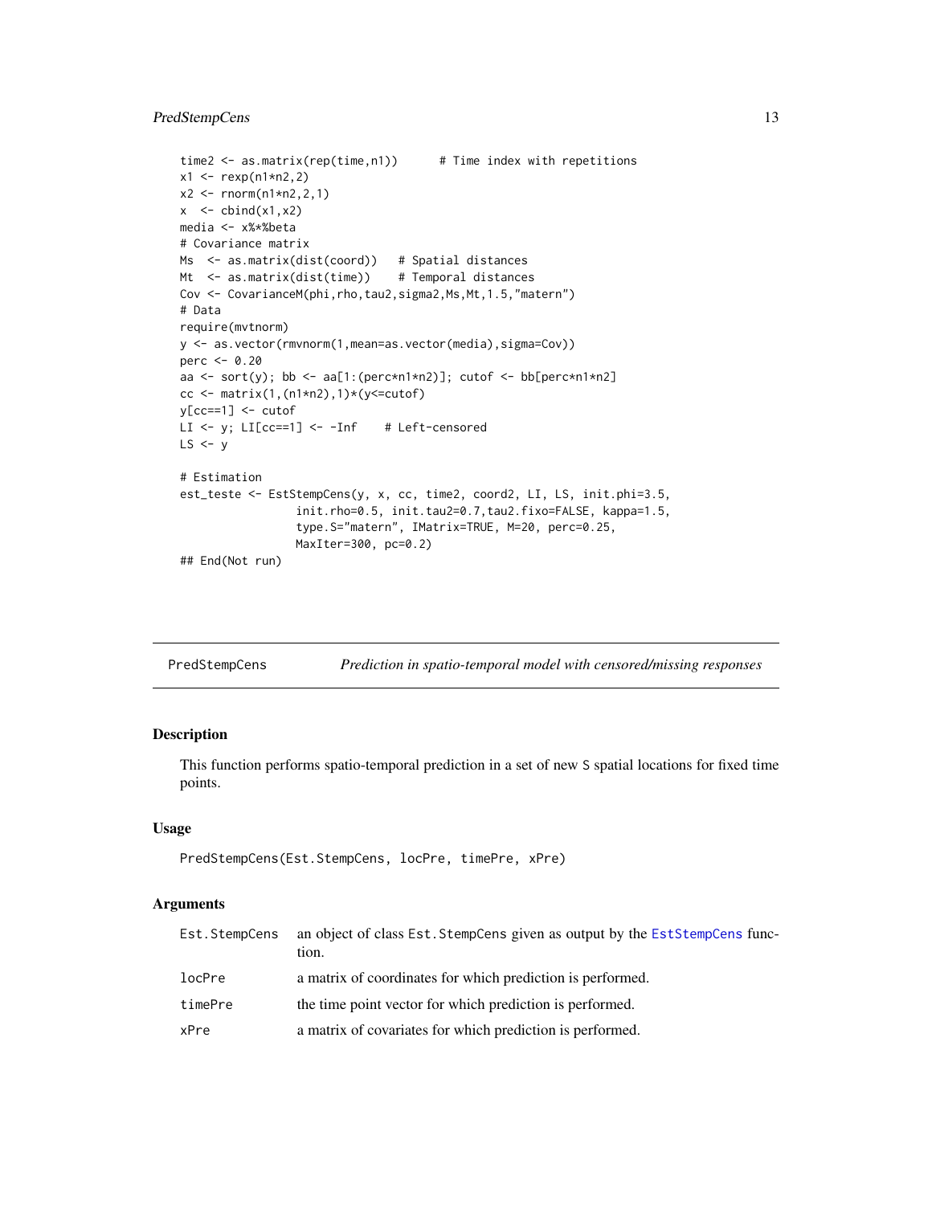```
time2 <- as.matrix(rep(time,n1))      # Time index with repetitions
x1 <- rexp(n1*n2,2)
x2 <- rnorm(n1*n2,2,1)
x  <- cbind(x1,x2)
media <- x%*%beta
# Covariance matrix
Ms  <- as.matrix(dist(coord))   # Spatial distances
Mt  <- as.matrix(dist(time))    # Temporal distances
Cov <- CovarianceM(phi,rho,tau2,sigma2,Ms,Mt,1.5,"matern")
# Data
require(mvtnorm)
y <- as.vector(rmvnorm(1,mean=as.vector(media),sigma=Cov))
perc <- 0.20
aa <- sort(y); bb <- aa[1:(perc*n1*n2)]; cutof <- bb[perc*n1*n2]
cc <- matrix(1,(n1*n2),1)*(y<=cutof)
y[cc==1] <- cutof
LI <- y; LI[cc==1] <- -Inf    # Left-censored
LS <- y

# Estimation
est_teste <- EstStempCens(y, x, cc, time2, coord2, LI, LS, init.phi=3.5,
                 init.rho=0.5, init.tau2=0.7,tau2.fixo=FALSE, kappa=1.5,
                 type.S="matern", IMatrix=TRUE, M=20, perc=0.25,
                 MaxIter=300, pc=0.2)
## End(Not run)
```

## PredStempCens — *Prediction in spatio-temporal model with censored/missing responses*

### Description

This function performs spatio-temporal prediction in a set of new `S` spatial locations for fixed time points.

### Usage

```
PredStempCens(Est.StempCens, locPre, timePre, xPre)
```

### Arguments

| | |
|---|---|
| `Est.StempCens` | an object of class `Est.StempCens` given as output by the `EstStempCens` function. |
| `locPre` | a matrix of coordinates for which prediction is performed. |
| `timePre` | the time point vector for which prediction is performed. |
| `xPre` | a matrix of covariates for which prediction is performed. |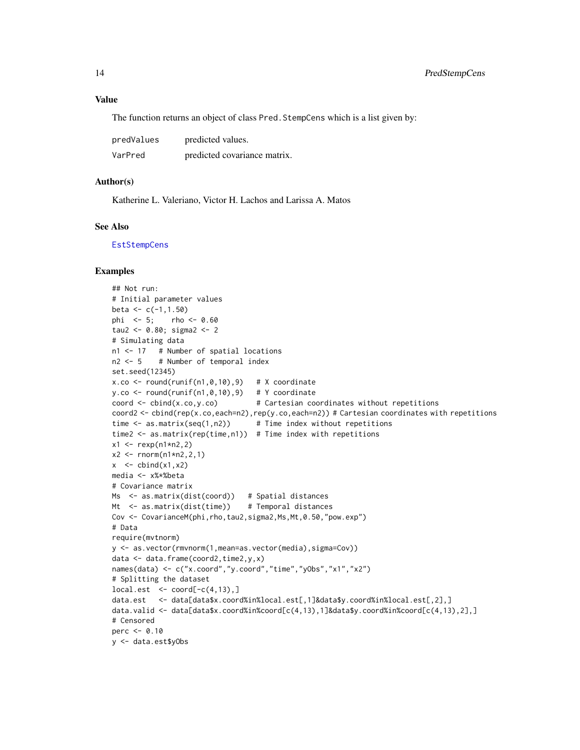### Value

The function returns an object of class `Pred.StempCens` which is a list given by:

| | |
|---|---|
| predValues | predicted values. |
| VarPred | predicted covariance matrix. |

### Author(s)

Katherine L. Valeriano, Victor H. Lachos and Larissa A. Matos

### See Also

EstStempCens

### Examples

```
## Not run:
# Initial parameter values
beta <- c(-1,1.50)
phi  <- 5;     rho <- 0.60
tau2 <- 0.80; sigma2 <- 2
# Simulating data
n1 <- 17   # Number of spatial locations
n2 <- 5    # Number of temporal index
set.seed(12345)
x.co <- round(runif(n1,0,10),9)   # X coordinate
y.co <- round(runif(n1,0,10),9)   # Y coordinate
coord <- cbind(x.co,y.co)         # Cartesian coordinates without repetitions
coord2 <- cbind(rep(x.co,each=n2),rep(y.co,each=n2)) # Cartesian coordinates with repetitions
time <- as.matrix(seq(1,n2))      # Time index without repetitions
time2 <- as.matrix(rep(time,n1))  # Time index with repetitions
x1 <- rexp(n1*n2,2)
x2 <- rnorm(n1*n2,2,1)
x  <- cbind(x1,x2)
media <- x%*%beta
# Covariance matrix
Ms  <- as.matrix(dist(coord))   # Spatial distances
Mt  <- as.matrix(dist(time))    # Temporal distances
Cov <- CovarianceM(phi,rho,tau2,sigma2,Ms,Mt,0.50,"pow.exp")
# Data
require(mvtnorm)
y <- as.vector(rmvnorm(1,mean=as.vector(media),sigma=Cov))
data <- data.frame(coord2,time2,y,x)
names(data) <- c("x.coord","y.coord","time","yObs","x1","x2")
# Splitting the dataset
local.est  <- coord[-c(4,13),]
data.est   <- data[data$x.coord%in%local.est[,1]&data$y.coord%in%local.est[,2],]
data.valid <- data[data$x.coord%in%coord[c(4,13),1]&data$y.coord%in%coord[c(4,13),2],]
# Censored
perc <- 0.10
y <- data.est$yObs
```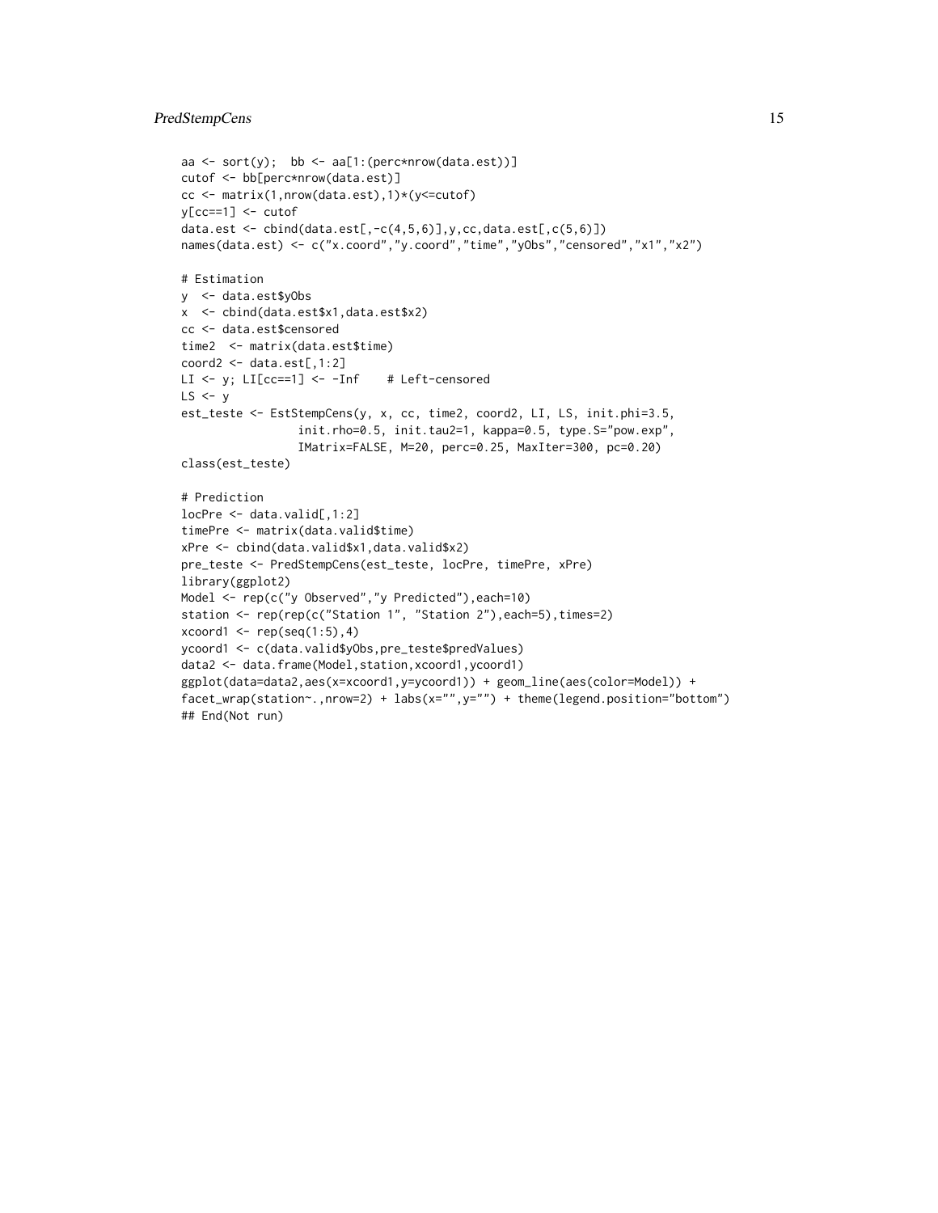```
aa <- sort(y);  bb <- aa[1:(perc*nrow(data.est))]
cutof <- bb[perc*nrow(data.est)]
cc <- matrix(1,nrow(data.est),1)*(y<=cutof)
y[cc==1] <- cutof
data.est <- cbind(data.est[,-c(4,5,6)],y,cc,data.est[,c(5,6)])
names(data.est) <- c("x.coord","y.coord","time","yObs","censored","x1","x2")

# Estimation
y  <- data.est$yObs
x  <- cbind(data.est$x1,data.est$x2)
cc <- data.est$censored
time2  <- matrix(data.est$time)
coord2 <- data.est[,1:2]
LI <- y; LI[cc==1] <- -Inf    # Left-censored
LS <- y
est_teste <- EstStempCens(y, x, cc, time2, coord2, LI, LS, init.phi=3.5,
                 init.rho=0.5, init.tau2=1, kappa=0.5, type.S="pow.exp",
                 IMatrix=FALSE, M=20, perc=0.25, MaxIter=300, pc=0.20)
class(est_teste)

# Prediction
locPre <- data.valid[,1:2]
timePre <- matrix(data.valid$time)
xPre <- cbind(data.valid$x1,data.valid$x2)
pre_teste <- PredStempCens(est_teste, locPre, timePre, xPre)
library(ggplot2)
Model <- rep(c("y Observed","y Predicted"),each=10)
station <- rep(rep(c("Station 1", "Station 2"),each=5),times=2)
xcoord1 <- rep(seq(1:5),4)
ycoord1 <- c(data.valid$yObs,pre_teste$predValues)
data2 <- data.frame(Model,station,xcoord1,ycoord1)
ggplot(data=data2,aes(x=xcoord1,y=ycoord1)) + geom_line(aes(color=Model)) +
facet_wrap(station~.,nrow=2) + labs(x="",y="") + theme(legend.position="bottom")
## End(Not run)
```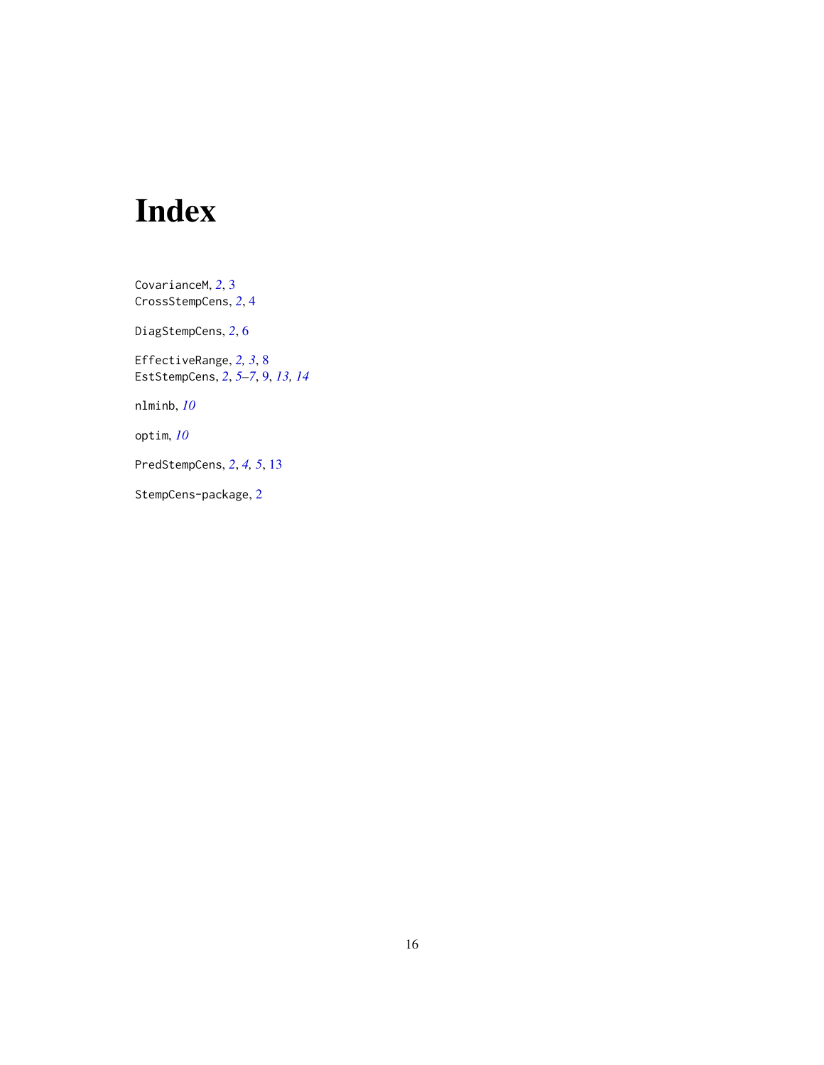# Index

CovarianceM, *2*, 3
CrossStempCens, *2*, 4

DiagStempCens, *2*, 6

EffectiveRange, *2, 3*, 8
EstStempCens, *2*, *5–7*, 9, *13, 14*

nlminb, *10*

optim, *10*

PredStempCens, *2*, *4, 5*, 13

StempCens-package, 2